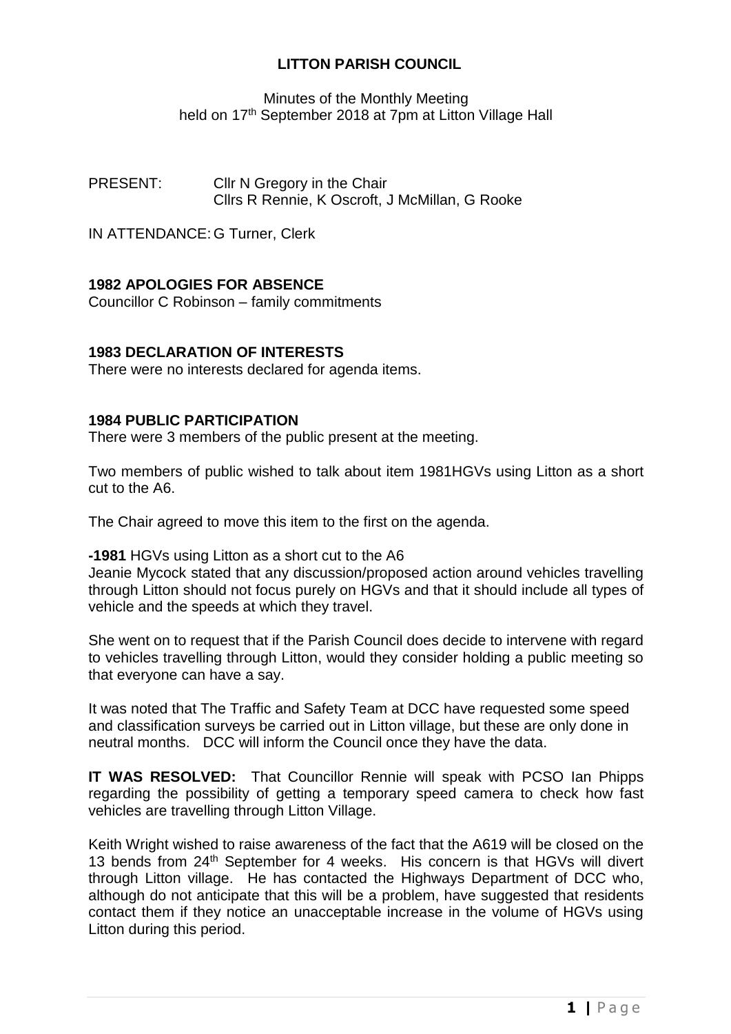# LITTON PARISH COUNCIL

Minutes of the Monthly Meeting
held on 17th September 2018 at 7pm at Litton Village Hall

PRESENT: Cllr N Gregory in the Chair
Cllrs R Rennie, K Oscroft, J McMillan, G Rooke

IN ATTENDANCE: G Turner, Clerk

### 1982 APOLOGIES FOR ABSENCE

Councillor C Robinson – family commitments

### 1983 DECLARATION OF INTERESTS

There were no interests declared for agenda items.

### 1984 PUBLIC PARTICIPATION

There were 3 members of the public present at the meeting.

Two members of public wished to talk about item 1981HGVs using Litton as a short cut to the A6.

The Chair agreed to move this item to the first on the agenda.

**-1981** HGVs using Litton as a short cut to the A6

Jeanie Mycock stated that any discussion/proposed action around vehicles travelling through Litton should not focus purely on HGVs and that it should include all types of vehicle and the speeds at which they travel.

She went on to request that if the Parish Council does decide to intervene with regard to vehicles travelling through Litton, would they consider holding a public meeting so that everyone can have a say.

It was noted that The Traffic and Safety Team at DCC have requested some speed and classification surveys be carried out in Litton village, but these are only done in neutral months. DCC will inform the Council once they have the data.

**IT WAS RESOLVED:** That Councillor Rennie will speak with PCSO Ian Phipps regarding the possibility of getting a temporary speed camera to check how fast vehicles are travelling through Litton Village.

Keith Wright wished to raise awareness of the fact that the A619 will be closed on the 13 bends from 24th September for 4 weeks. His concern is that HGVs will divert through Litton village. He has contacted the Highways Department of DCC who, although do not anticipate that this will be a problem, have suggested that residents contact them if they notice an unacceptable increase in the volume of HGVs using Litton during this period.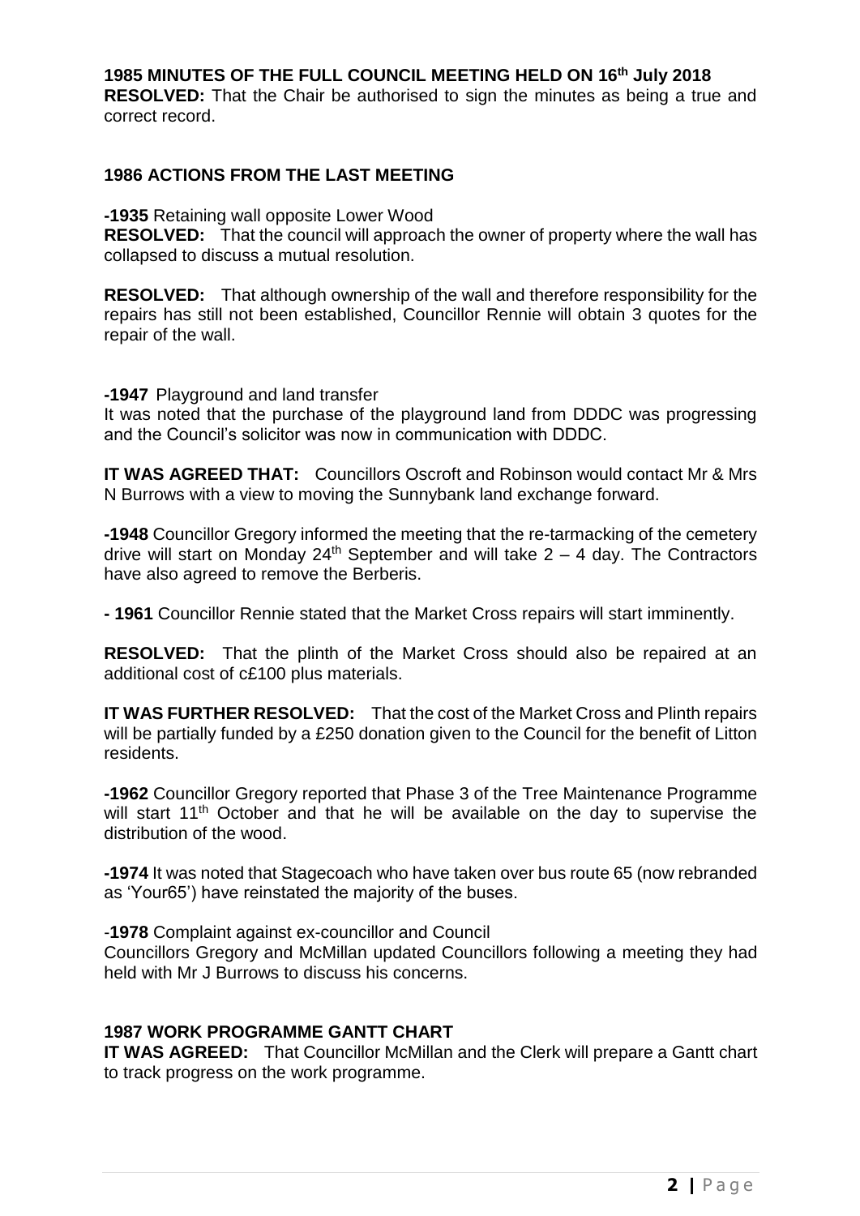### 1985 MINUTES OF THE FULL COUNCIL MEETING HELD ON 16th July 2018

**RESOLVED:** That the Chair be authorised to sign the minutes as being a true and correct record.

### 1986 ACTIONS FROM THE LAST MEETING

**-1935** Retaining wall opposite Lower Wood

**RESOLVED:** That the council will approach the owner of property where the wall has collapsed to discuss a mutual resolution.

**RESOLVED:** That although ownership of the wall and therefore responsibility for the repairs has still not been established, Councillor Rennie will obtain 3 quotes for the repair of the wall.

**-1947** Playground and land transfer

It was noted that the purchase of the playground land from DDDC was progressing and the Council's solicitor was now in communication with DDDC.

**IT WAS AGREED THAT:** Councillors Oscroft and Robinson would contact Mr & Mrs N Burrows with a view to moving the Sunnybank land exchange forward.

**-1948** Councillor Gregory informed the meeting that the re-tarmacking of the cemetery drive will start on Monday 24th September and will take 2 – 4 day. The Contractors have also agreed to remove the Berberis.

**- 1961** Councillor Rennie stated that the Market Cross repairs will start imminently.

**RESOLVED:** That the plinth of the Market Cross should also be repaired at an additional cost of c£100 plus materials.

**IT WAS FURTHER RESOLVED:** That the cost of the Market Cross and Plinth repairs will be partially funded by a £250 donation given to the Council for the benefit of Litton residents.

**-1962** Councillor Gregory reported that Phase 3 of the Tree Maintenance Programme will start 11th October and that he will be available on the day to supervise the distribution of the wood.

**-1974** It was noted that Stagecoach who have taken over bus route 65 (now rebranded as 'Your65') have reinstated the majority of the buses.

-**1978** Complaint against ex-councillor and Council

Councillors Gregory and McMillan updated Councillors following a meeting they had held with Mr J Burrows to discuss his concerns.

### 1987 WORK PROGRAMME GANTT CHART

**IT WAS AGREED:** That Councillor McMillan and the Clerk will prepare a Gantt chart to track progress on the work programme.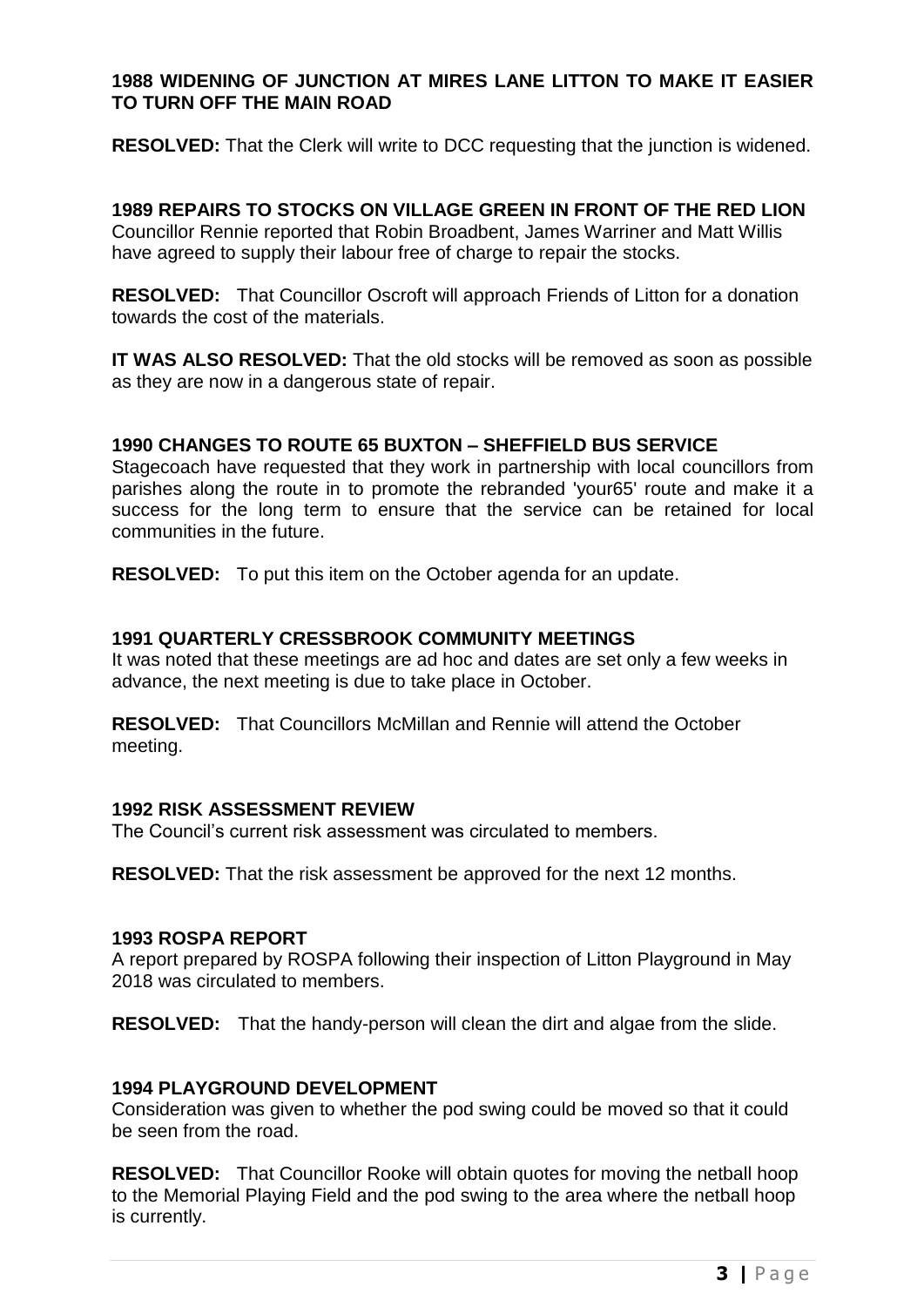**1988 WIDENING OF JUNCTION AT MIRES LANE LITTON TO MAKE IT EASIER TO TURN OFF THE MAIN ROAD**

**RESOLVED:** That the Clerk will write to DCC requesting that the junction is widened.

**1989 REPAIRS TO STOCKS ON VILLAGE GREEN IN FRONT OF THE RED LION**

Councillor Rennie reported that Robin Broadbent, James Warriner and Matt Willis have agreed to supply their labour free of charge to repair the stocks.

**RESOLVED:** That Councillor Oscroft will approach Friends of Litton for a donation towards the cost of the materials.

**IT WAS ALSO RESOLVED:** That the old stocks will be removed as soon as possible as they are now in a dangerous state of repair.

**1990 CHANGES TO ROUTE 65 BUXTON – SHEFFIELD BUS SERVICE**

Stagecoach have requested that they work in partnership with local councillors from parishes along the route in to promote the rebranded 'your65' route and make it a success for the long term to ensure that the service can be retained for local communities in the future.

**RESOLVED:** To put this item on the October agenda for an update.

**1991 QUARTERLY CRESSBROOK COMMUNITY MEETINGS**

It was noted that these meetings are ad hoc and dates are set only a few weeks in advance, the next meeting is due to take place in October.

**RESOLVED:** That Councillors McMillan and Rennie will attend the October meeting.

**1992 RISK ASSESSMENT REVIEW**

The Council's current risk assessment was circulated to members.

**RESOLVED:** That the risk assessment be approved for the next 12 months.

**1993 ROSPA REPORT**

A report prepared by ROSPA following their inspection of Litton Playground in May 2018 was circulated to members.

**RESOLVED:** That the handy-person will clean the dirt and algae from the slide.

**1994 PLAYGROUND DEVELOPMENT**

Consideration was given to whether the pod swing could be moved so that it could be seen from the road.

**RESOLVED:** That Councillor Rooke will obtain quotes for moving the netball hoop to the Memorial Playing Field and the pod swing to the area where the netball hoop is currently.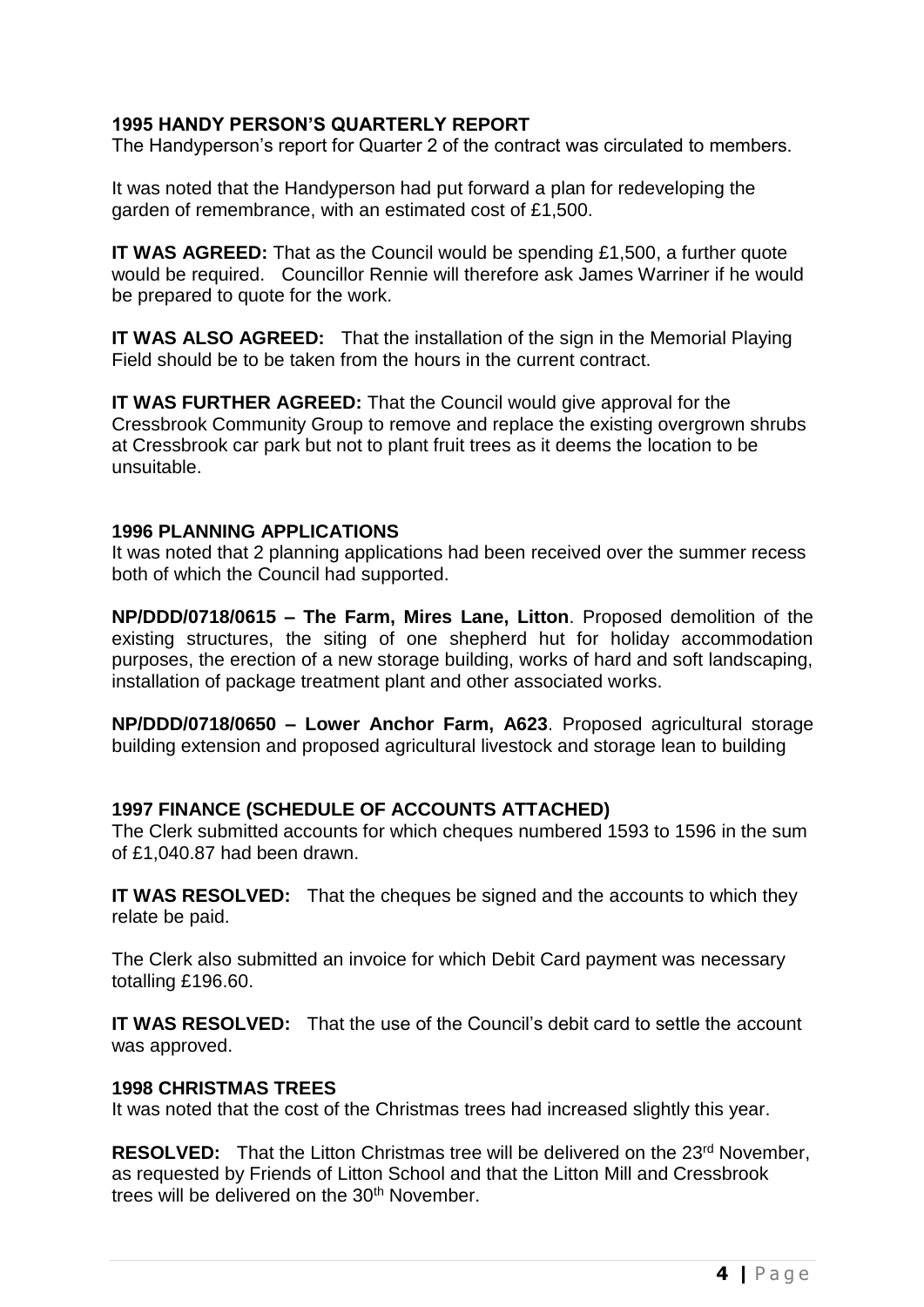**1995 HANDY PERSON'S QUARTERLY REPORT**

The Handyperson's report for Quarter 2 of the contract was circulated to members.

It was noted that the Handyperson had put forward a plan for redeveloping the garden of remembrance, with an estimated cost of £1,500.

**IT WAS AGREED:** That as the Council would be spending £1,500, a further quote would be required. Councillor Rennie will therefore ask James Warriner if he would be prepared to quote for the work.

**IT WAS ALSO AGREED:** That the installation of the sign in the Memorial Playing Field should be to be taken from the hours in the current contract.

**IT WAS FURTHER AGREED:** That the Council would give approval for the Cressbrook Community Group to remove and replace the existing overgrown shrubs at Cressbrook car park but not to plant fruit trees as it deems the location to be unsuitable.

**1996 PLANNING APPLICATIONS**

It was noted that 2 planning applications had been received over the summer recess both of which the Council had supported.

**NP/DDD/0718/0615 – The Farm, Mires Lane, Litton**. Proposed demolition of the existing structures, the siting of one shepherd hut for holiday accommodation purposes, the erection of a new storage building, works of hard and soft landscaping, installation of package treatment plant and other associated works.

**NP/DDD/0718/0650 – Lower Anchor Farm, A623**. Proposed agricultural storage building extension and proposed agricultural livestock and storage lean to building

**1997 FINANCE (SCHEDULE OF ACCOUNTS ATTACHED)**

The Clerk submitted accounts for which cheques numbered 1593 to 1596 in the sum of £1,040.87 had been drawn.

**IT WAS RESOLVED:** That the cheques be signed and the accounts to which they relate be paid.

The Clerk also submitted an invoice for which Debit Card payment was necessary totalling £196.60.

**IT WAS RESOLVED:** That the use of the Council's debit card to settle the account was approved.

**1998 CHRISTMAS TREES**

It was noted that the cost of the Christmas trees had increased slightly this year.

**RESOLVED:** That the Litton Christmas tree will be delivered on the 23rd November, as requested by Friends of Litton School and that the Litton Mill and Cressbrook trees will be delivered on the 30th November.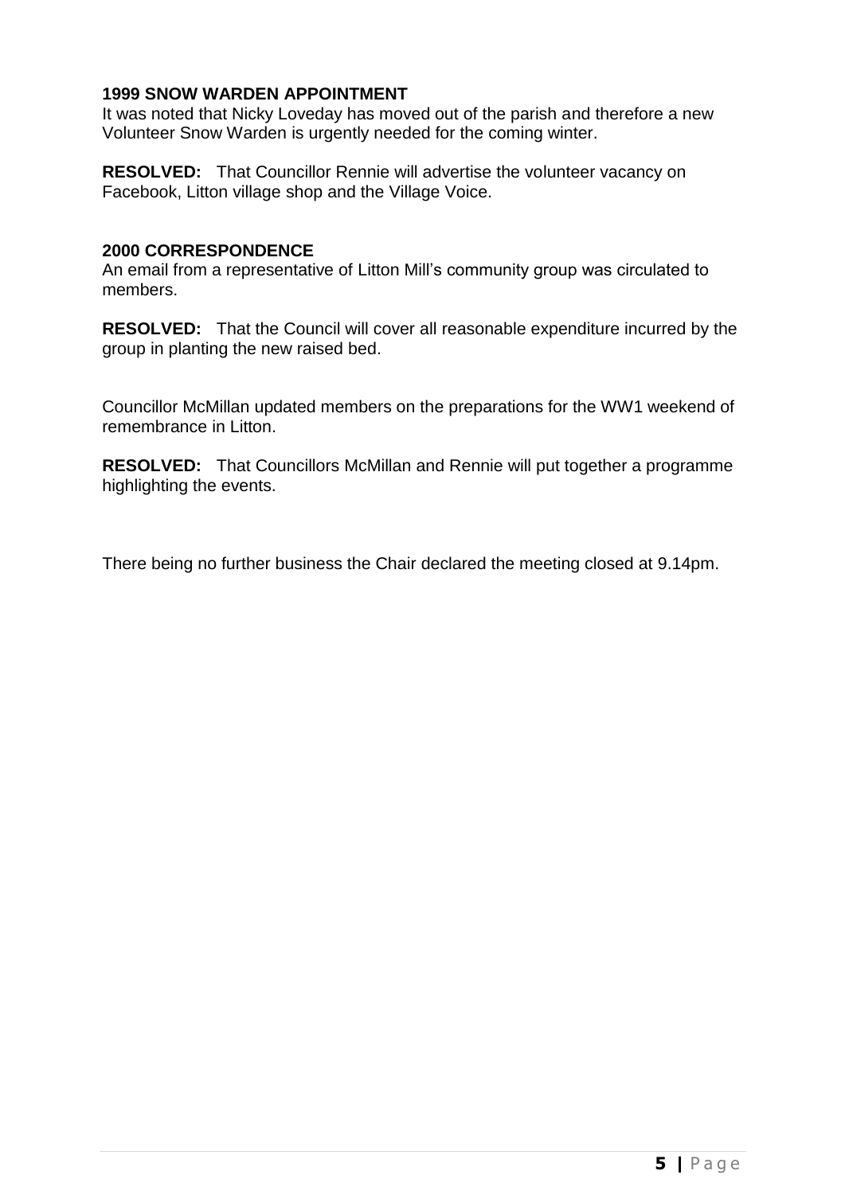**1999 SNOW WARDEN APPOINTMENT**

It was noted that Nicky Loveday has moved out of the parish and therefore a new Volunteer Snow Warden is urgently needed for the coming winter.

**RESOLVED:** That Councillor Rennie will advertise the volunteer vacancy on Facebook, Litton village shop and the Village Voice.

**2000 CORRESPONDENCE**

An email from a representative of Litton Mill's community group was circulated to members.

**RESOLVED:** That the Council will cover all reasonable expenditure incurred by the group in planting the new raised bed.

Councillor McMillan updated members on the preparations for the WW1 weekend of remembrance in Litton.

**RESOLVED:** That Councillors McMillan and Rennie will put together a programme highlighting the events.

There being no further business the Chair declared the meeting closed at 9.14pm.